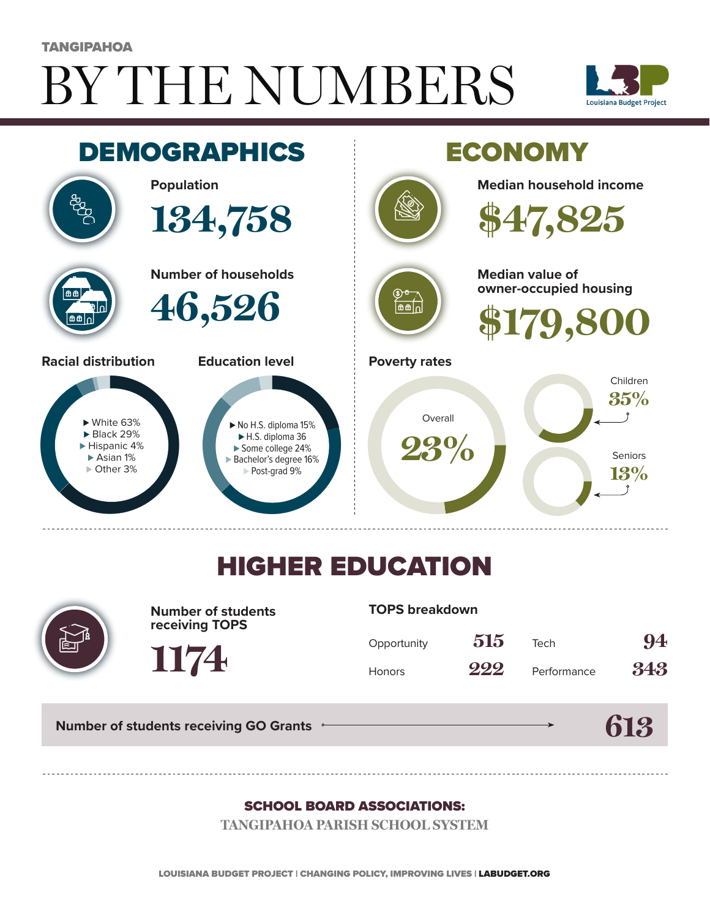TANGIPAHOA

# BY THE NUMBERS

Louisiana Budget Project

## DEMOGRAPHICS

**Population**

134,758

**Number of households**

46,526

**Racial distribution**

- White 63%
- Black 29%
- Hispanic 4%
- Asian 1%
- Other 3%

**Education level**

- No H.S. diploma 15%
- H.S. diploma 36
- Some college 24%
- Bachelor's degree 16%
- Post-grad 9%

## ECONOMY

**Median household income**

$47,825

**Median value of owner-occupied housing**

$179,800

**Poverty rates**

Overall 23%

Children 35%

Seniors 13%

## HIGHER EDUCATION

**Number of students receiving TOPS**

1174

**TOPS breakdown**

| | | | |
|---|---|---|---|
| Opportunity | 515 | Tech | 94 |
| Honors | 222 | Performance | 343 |

**Number of students receiving GO Grants** → 613

**SCHOOL BOARD ASSOCIATIONS:**

TANGIPAHOA PARISH SCHOOL SYSTEM

LOUISIANA BUDGET PROJECT | CHANGING POLICY, IMPROVING LIVES | LABUDGET.ORG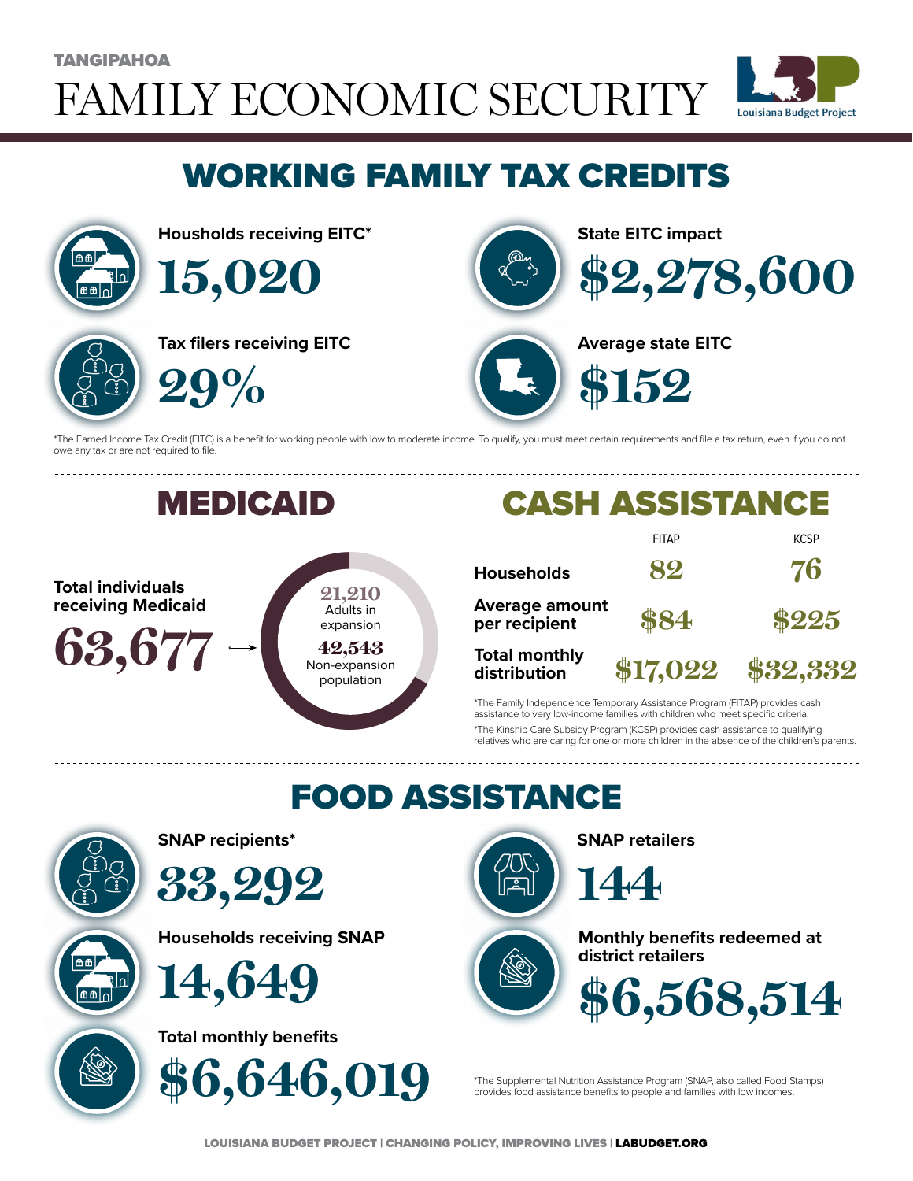TANGIPAHOA

# FAMILY ECONOMIC SECURITY

Louisiana Budget Project

## WORKING FAMILY TAX CREDITS

**Households receiving EITC***

**15,020**

**State EITC impact**

**$2,278,600**

**Tax filers receiving EITC**

**29%**

**Average state EITC**

**$152**

*The Earned Income Tax Credit (EITC) is a benefit for working people with low to moderate income. To qualify, you must meet certain requirements and file a tax return, even if you do not owe any tax or are not required to file.

## MEDICAID

**Total individuals receiving Medicaid**

**63,677**

21,210
Adults in expansion

42,543
Non-expansion population

## CASH ASSISTANCE

| | FITAP | KCSP |
|---|---|---|
| **Households** | 82 | 76 |
| **Average amount per recipient** | $84 | $225 |
| **Total monthly distribution** | $17,022 | $32,332 |

*The Family Independence Temporary Assistance Program (FITAP) provides cash assistance to very low-income families with children who meet specific criteria.

*The Kinship Care Subsidy Program (KCSP) provides cash assistance to qualifying relatives who are caring for one or more children in the absence of the children's parents.

## FOOD ASSISTANCE

**SNAP recipients***

**33,292**

**Households receiving SNAP**

**14,649**

**Total monthly benefits**

**$6,646,019**

**SNAP retailers**

**144**

**Monthly benefits redeemed at district retailers**

**$6,568,514**

*The Supplemental Nutrition Assistance Program (SNAP, also called Food Stamps) provides food assistance benefits to people and families with low incomes.

LOUISIANA BUDGET PROJECT | CHANGING POLICY, IMPROVING LIVES | LABUDGET.ORG